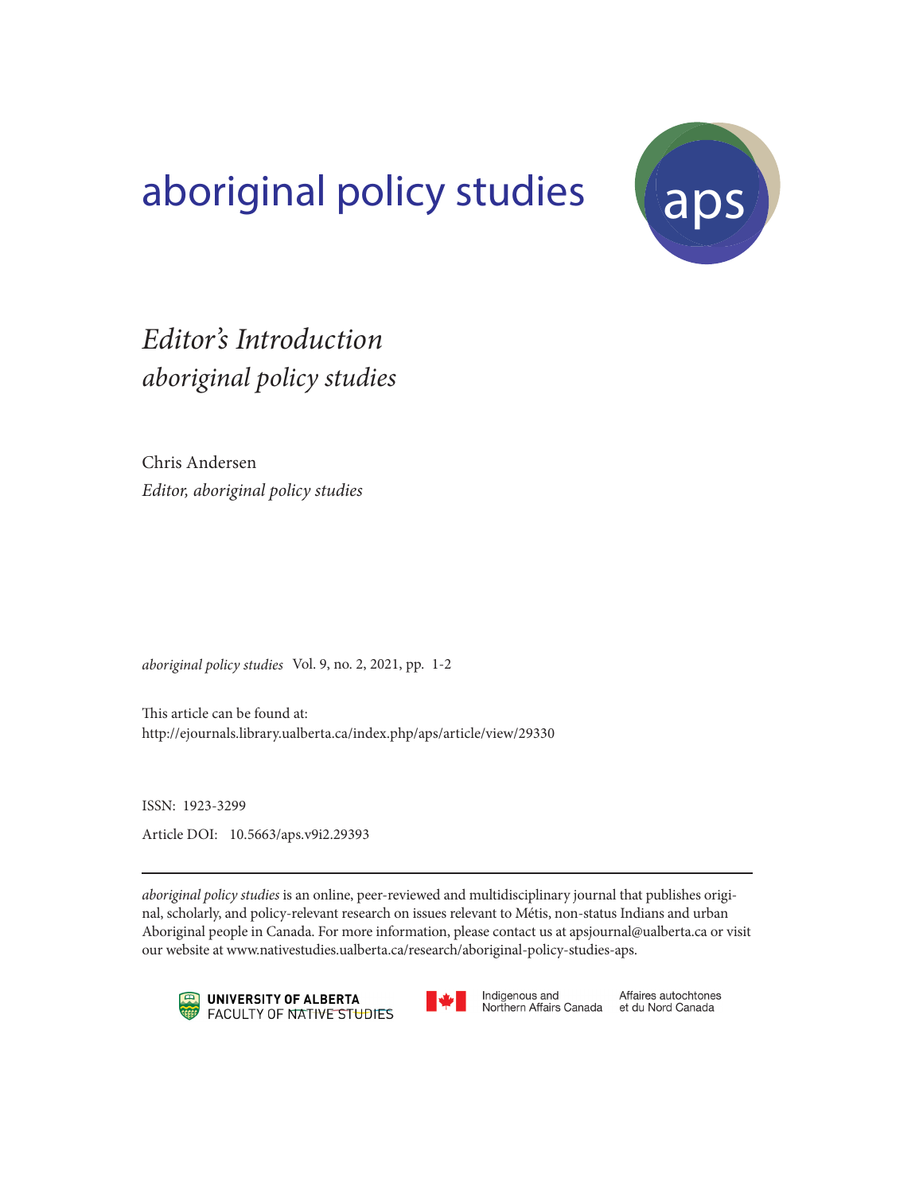# aboriginal policy studies

## *Editor's Introduction*
## *aboriginal policy studies*

Chris Andersen
*Editor, aboriginal policy studies*

*aboriginal policy studies* Vol. 9, no. 2, 2021, pp. 1-2

This article can be found at:
http://ejournals.library.ualberta.ca/index.php/aps/article/view/29330

ISSN: 1923-3299

Article DOI: 10.5663/aps.v9i2.29393

---

*aboriginal policy studies* is an online, peer-reviewed and multidisciplinary journal that publishes original, scholarly, and policy-relevant research on issues relevant to Métis, non-status Indians and urban Aboriginal people in Canada. For more information, please contact us at apsjournal@ualberta.ca or visit our website at www.nativestudies.ualberta.ca/research/aboriginal-policy-studies-aps.

UNIVERSITY OF ALBERTA
FACULTY OF NATIVE STUDIES

Indigenous and Northern Affairs Canada
Affaires autochtones et du Nord Canada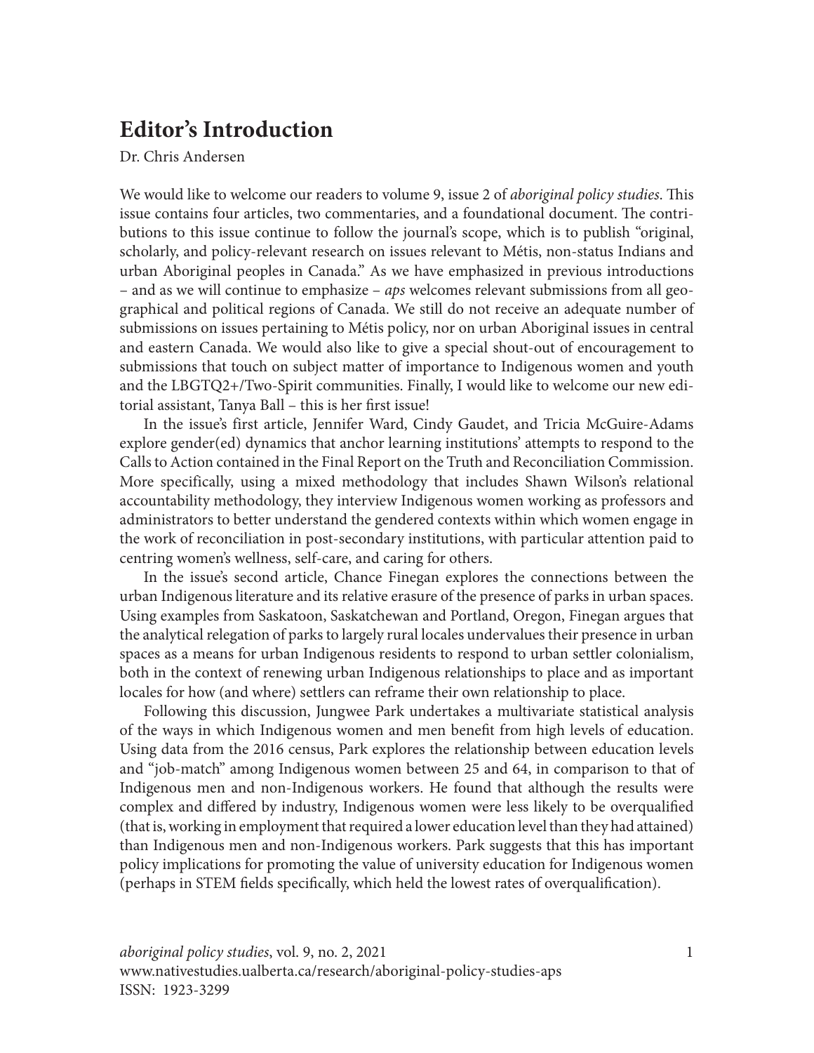# Editor's Introduction

Dr. Chris Andersen

We would like to welcome our readers to volume 9, issue 2 of *aboriginal policy studies*. This issue contains four articles, two commentaries, and a foundational document. The contributions to this issue continue to follow the journal's scope, which is to publish "original, scholarly, and policy-relevant research on issues relevant to Métis, non-status Indians and urban Aboriginal peoples in Canada." As we have emphasized in previous introductions – and as we will continue to emphasize – *aps* welcomes relevant submissions from all geographical and political regions of Canada. We still do not receive an adequate number of submissions on issues pertaining to Métis policy, nor on urban Aboriginal issues in central and eastern Canada. We would also like to give a special shout-out of encouragement to submissions that touch on subject matter of importance to Indigenous women and youth and the LBGTQ2+/Two-Spirit communities. Finally, I would like to welcome our new editorial assistant, Tanya Ball – this is her first issue!

In the issue's first article, Jennifer Ward, Cindy Gaudet, and Tricia McGuire-Adams explore gender(ed) dynamics that anchor learning institutions' attempts to respond to the Calls to Action contained in the Final Report on the Truth and Reconciliation Commission. More specifically, using a mixed methodology that includes Shawn Wilson's relational accountability methodology, they interview Indigenous women working as professors and administrators to better understand the gendered contexts within which women engage in the work of reconciliation in post-secondary institutions, with particular attention paid to centring women's wellness, self-care, and caring for others.

In the issue's second article, Chance Finegan explores the connections between the urban Indigenous literature and its relative erasure of the presence of parks in urban spaces. Using examples from Saskatoon, Saskatchewan and Portland, Oregon, Finegan argues that the analytical relegation of parks to largely rural locales undervalues their presence in urban spaces as a means for urban Indigenous residents to respond to urban settler colonialism, both in the context of renewing urban Indigenous relationships to place and as important locales for how (and where) settlers can reframe their own relationship to place.

Following this discussion, Jungwee Park undertakes a multivariate statistical analysis of the ways in which Indigenous women and men benefit from high levels of education. Using data from the 2016 census, Park explores the relationship between education levels and "job-match" among Indigenous women between 25 and 64, in comparison to that of Indigenous men and non-Indigenous workers. He found that although the results were complex and differed by industry, Indigenous women were less likely to be overqualified (that is, working in employment that required a lower education level than they had attained) than Indigenous men and non-Indigenous workers. Park suggests that this has important policy implications for promoting the value of university education for Indigenous women (perhaps in STEM fields specifically, which held the lowest rates of overqualification).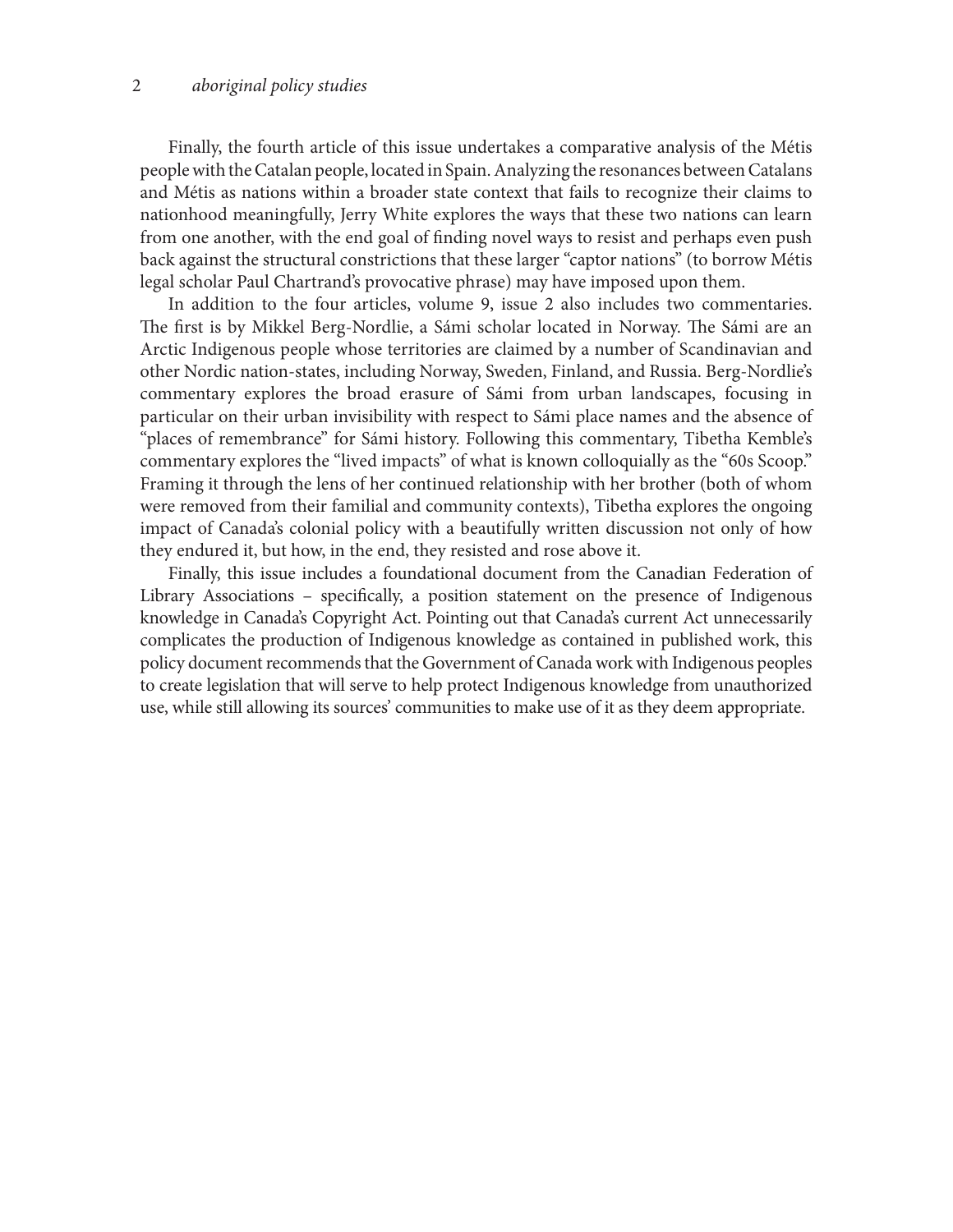Finally, the fourth article of this issue undertakes a comparative analysis of the Métis people with the Catalan people, located in Spain. Analyzing the resonances between Catalans and Métis as nations within a broader state context that fails to recognize their claims to nationhood meaningfully, Jerry White explores the ways that these two nations can learn from one another, with the end goal of finding novel ways to resist and perhaps even push back against the structural constrictions that these larger "captor nations" (to borrow Métis legal scholar Paul Chartrand's provocative phrase) may have imposed upon them.

In addition to the four articles, volume 9, issue 2 also includes two commentaries. The first is by Mikkel Berg-Nordlie, a Sámi scholar located in Norway. The Sámi are an Arctic Indigenous people whose territories are claimed by a number of Scandinavian and other Nordic nation-states, including Norway, Sweden, Finland, and Russia. Berg-Nordlie's commentary explores the broad erasure of Sámi from urban landscapes, focusing in particular on their urban invisibility with respect to Sámi place names and the absence of "places of remembrance" for Sámi history. Following this commentary, Tibetha Kemble's commentary explores the "lived impacts" of what is known colloquially as the "60s Scoop." Framing it through the lens of her continued relationship with her brother (both of whom were removed from their familial and community contexts), Tibetha explores the ongoing impact of Canada's colonial policy with a beautifully written discussion not only of how they endured it, but how, in the end, they resisted and rose above it.

Finally, this issue includes a foundational document from the Canadian Federation of Library Associations – specifically, a position statement on the presence of Indigenous knowledge in Canada's Copyright Act. Pointing out that Canada's current Act unnecessarily complicates the production of Indigenous knowledge as contained in published work, this policy document recommends that the Government of Canada work with Indigenous peoples to create legislation that will serve to help protect Indigenous knowledge from unauthorized use, while still allowing its sources' communities to make use of it as they deem appropriate.